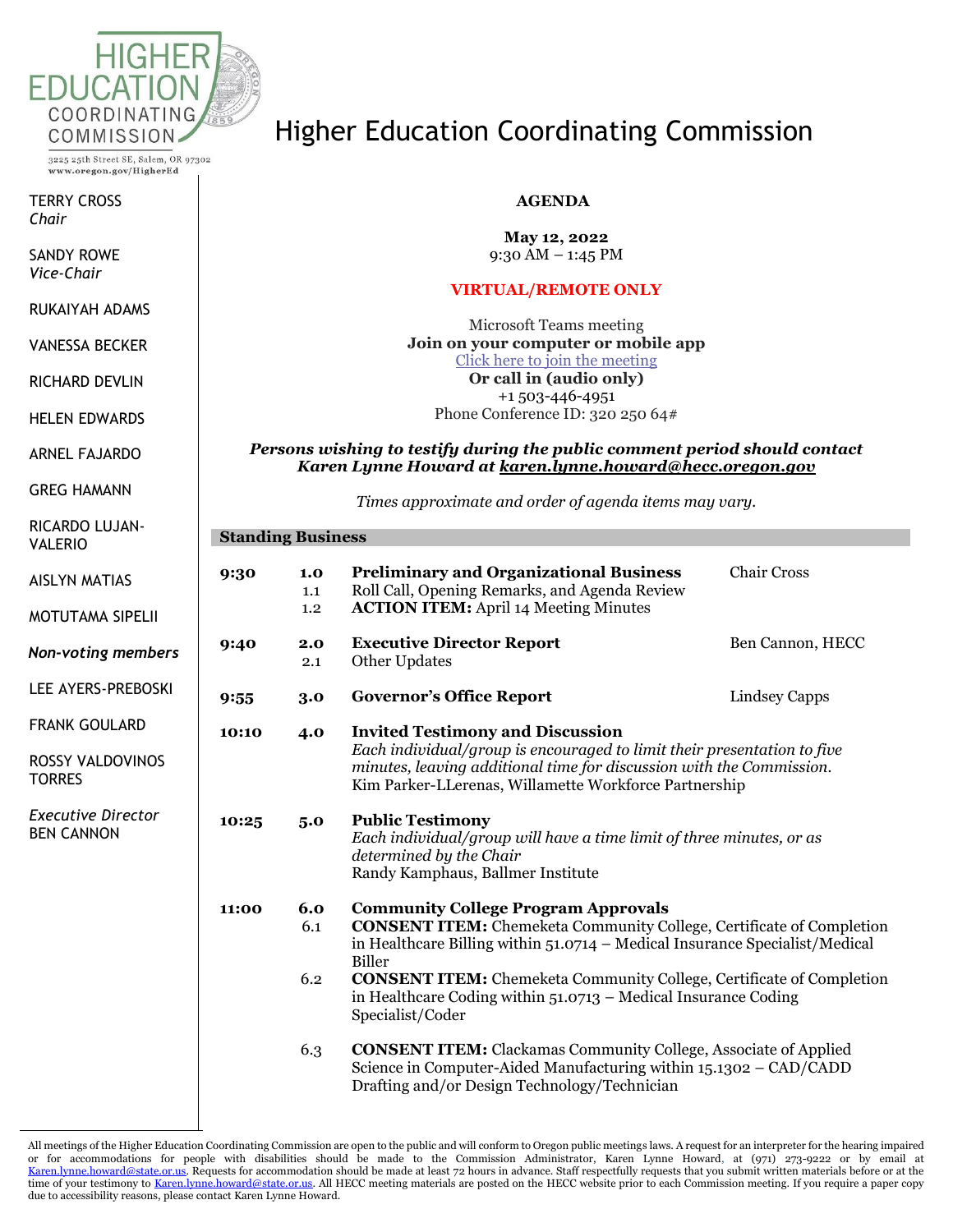# Higher Education Coordinating Commission

HIGHER EDUCATION COORDINATING COMMISSION

3225 25th Street SE, Salem, OR 97302
www.oregon.gov/HigherEd

TERRY CROSS
*Chair*

SANDY ROWE
*Vice-Chair*

RUKAIYAH ADAMS

VANESSA BECKER

RICHARD DEVLIN

HELEN EDWARDS

ARNEL FAJARDO

GREG HAMANN

RICARDO LUJAN-VALERIO

AISLYN MATIAS

MOTUTAMA SIPELII

*Non-voting members*

LEE AYERS-PREBOSKI

FRANK GOULARD

ROSSY VALDOVINOS TORRES

*Executive Director*
BEN CANNON

**AGENDA**

**May 12, 2022**
9:30 AM – 1:45 PM

**VIRTUAL/REMOTE ONLY**

Microsoft Teams meeting
**Join on your computer or mobile app**
Click here to join the meeting
**Or call in (audio only)**
+1 503-446-4951
Phone Conference ID: 320 250 64#

***Persons wishing to testify during the public comment period should contact Karen Lynne Howard at karen.lynne.howard@hecc.oregon.gov***

*Times approximate and order of agenda items may vary.*

## Standing Business

**9:30** **1.0** **Preliminary and Organizational Business** — Chair Cross
- 1.1 Roll Call, Opening Remarks, and Agenda Review
- 1.2 **ACTION ITEM:** April 14 Meeting Minutes

**9:40** **2.0** **Executive Director Report** — Ben Cannon, HECC
- 2.1 Other Updates

**9:55** **3.0** **Governor's Office Report** — Lindsey Capps

**10:10** **4.0** **Invited Testimony and Discussion**
*Each individual/group is encouraged to limit their presentation to five minutes, leaving additional time for discussion with the Commission.*
Kim Parker-LLerenas, Willamette Workforce Partnership

**10:25** **5.0** **Public Testimony**
*Each individual/group will have a time limit of three minutes, or as determined by the Chair*
Randy Kamphaus, Ballmer Institute

**11:00** **6.0** **Community College Program Approvals**
- 6.1 **CONSENT ITEM:** Chemeketa Community College, Certificate of Completion in Healthcare Billing within 51.0714 – Medical Insurance Specialist/Medical Biller
- 6.2 **CONSENT ITEM:** Chemeketa Community College, Certificate of Completion in Healthcare Coding within 51.0713 – Medical Insurance Coding Specialist/Coder
- 6.3 **CONSENT ITEM:** Clackamas Community College, Associate of Applied Science in Computer-Aided Manufacturing within 15.1302 – CAD/CADD Drafting and/or Design Technology/Technician

All meetings of the Higher Education Coordinating Commission are open to the public and will conform to Oregon public meetings laws. A request for an interpreter for the hearing impaired or for accommodations for people with disabilities should be made to the Commission Administrator, Karen Lynne Howard, at (971) 273-9222 or by email at Karen.lynne.howard@state.or.us. Requests for accommodation should be made at least 72 hours in advance. Staff respectfully requests that you submit written materials before or at the time of your testimony to Karen.lynne.howard@state.or.us. All HECC meeting materials are posted on the HECC website prior to each Commission meeting. If you require a paper copy due to accessibility reasons, please contact Karen Lynne Howard.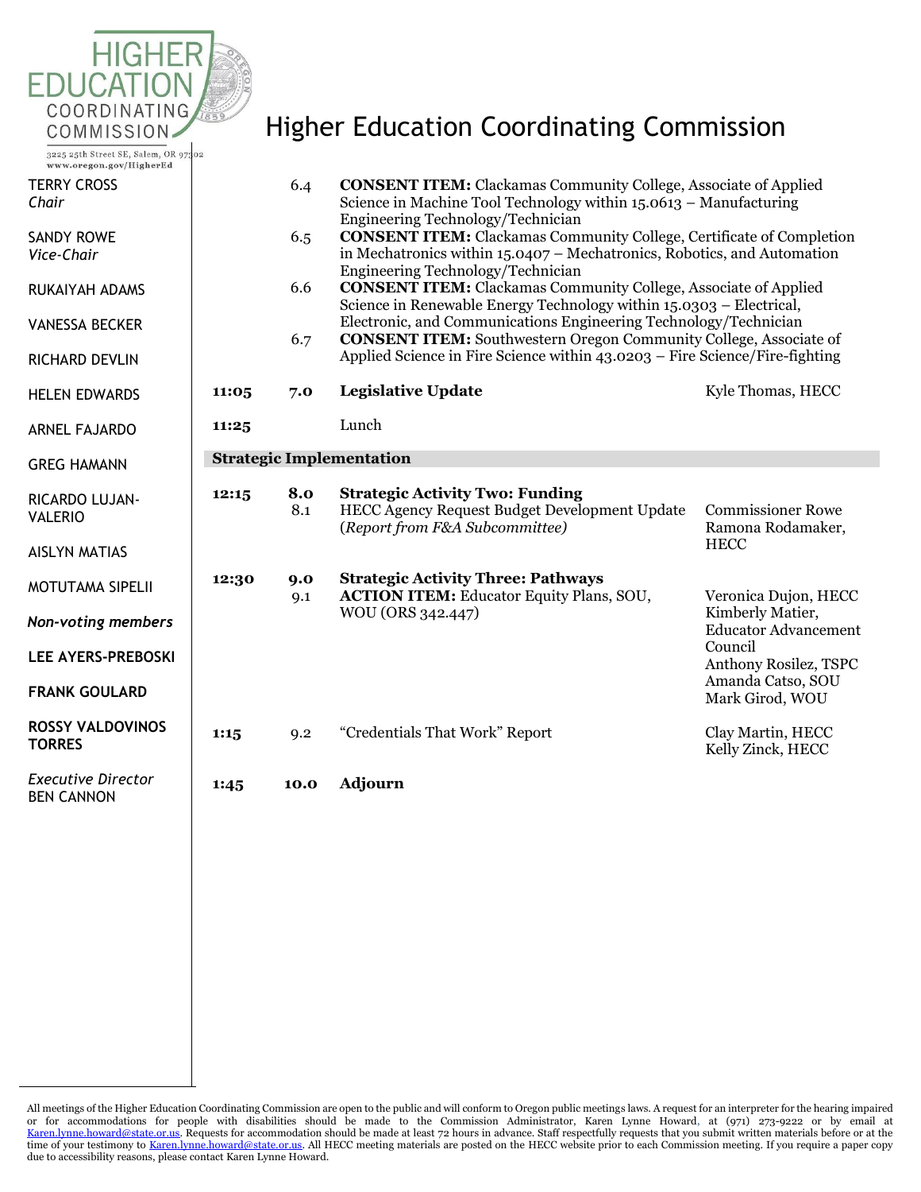# Higher Education Coordinating Commission

3225 25th Street SE, Salem, OR 97302
www.oregon.gov/HigherEd

TERRY CROSS
*Chair*

SANDY ROWE
*Vice-Chair*

RUKAIYAH ADAMS

VANESSA BECKER

RICHARD DEVLIN

HELEN EDWARDS

ARNEL FAJARDO

GREG HAMANN

RICARDO LUJAN-VALERIO

AISLYN MATIAS

MOTUTAMA SIPELII

*Non-voting members*

LEE AYERS-PREBOSKI

FRANK GOULARD

ROSSY VALDOVINOS TORRES

*Executive Director*
BEN CANNON

| Time | Item | Description | Presenter |
|---|---|---|---|
| | 6.4 | **CONSENT ITEM:** Clackamas Community College, Associate of Applied Science in Machine Tool Technology within 15.0613 – Manufacturing Engineering Technology/Technician | |
| | 6.5 | **CONSENT ITEM:** Clackamas Community College, Certificate of Completion in Mechatronics within 15.0407 – Mechatronics, Robotics, and Automation Engineering Technology/Technician | |
| | 6.6 | **CONSENT ITEM:** Clackamas Community College, Associate of Applied Science in Renewable Energy Technology within 15.0303 – Electrical, Electronic, and Communications Engineering Technology/Technician | |
| | 6.7 | **CONSENT ITEM:** Southwestern Oregon Community College, Associate of Applied Science in Fire Science within 43.0203 – Fire Science/Fire-fighting | |
| **11:05** | **7.0** | **Legislative Update** | Kyle Thomas, HECC |
| **11:25** | | Lunch | |
| **Strategic Implementation** | | | |
| **12:15** | **8.0** | **Strategic Activity Two: Funding** | |
| | 8.1 | HECC Agency Request Budget Development Update (*Report from F&A Subcommittee*) | Commissioner Rowe<br>Ramona Rodamaker, HECC |
| **12:30** | **9.0** | **Strategic Activity Three: Pathways** | |
| | 9.1 | **ACTION ITEM:** Educator Equity Plans, SOU, WOU (ORS 342.447) | Veronica Dujon, HECC<br>Kimberly Matier, Educator Advancement Council<br>Anthony Rosilez, TSPC<br>Amanda Catso, SOU<br>Mark Girod, WOU |
| **1:15** | 9.2 | "Credentials That Work" Report | Clay Martin, HECC<br>Kelly Zinck, HECC |
| **1:45** | **10.0** | **Adjourn** | |

All meetings of the Higher Education Coordinating Commission are open to the public and will conform to Oregon public meetings laws. A request for an interpreter for the hearing impaired or for accommodations for people with disabilities should be made to the Commission Administrator, Karen Lynne Howard, at (971) 273-9222 or by email at Karen.lynne.howard@state.or.us. Requests for accommodation should be made at least 72 hours in advance. Staff respectfully requests that you submit written materials before or at the time of your testimony to Karen.lynne.howard@state.or.us. All HECC meeting materials are posted on the HECC website prior to each Commission meeting. If you require a paper copy due to accessibility reasons, please contact Karen Lynne Howard.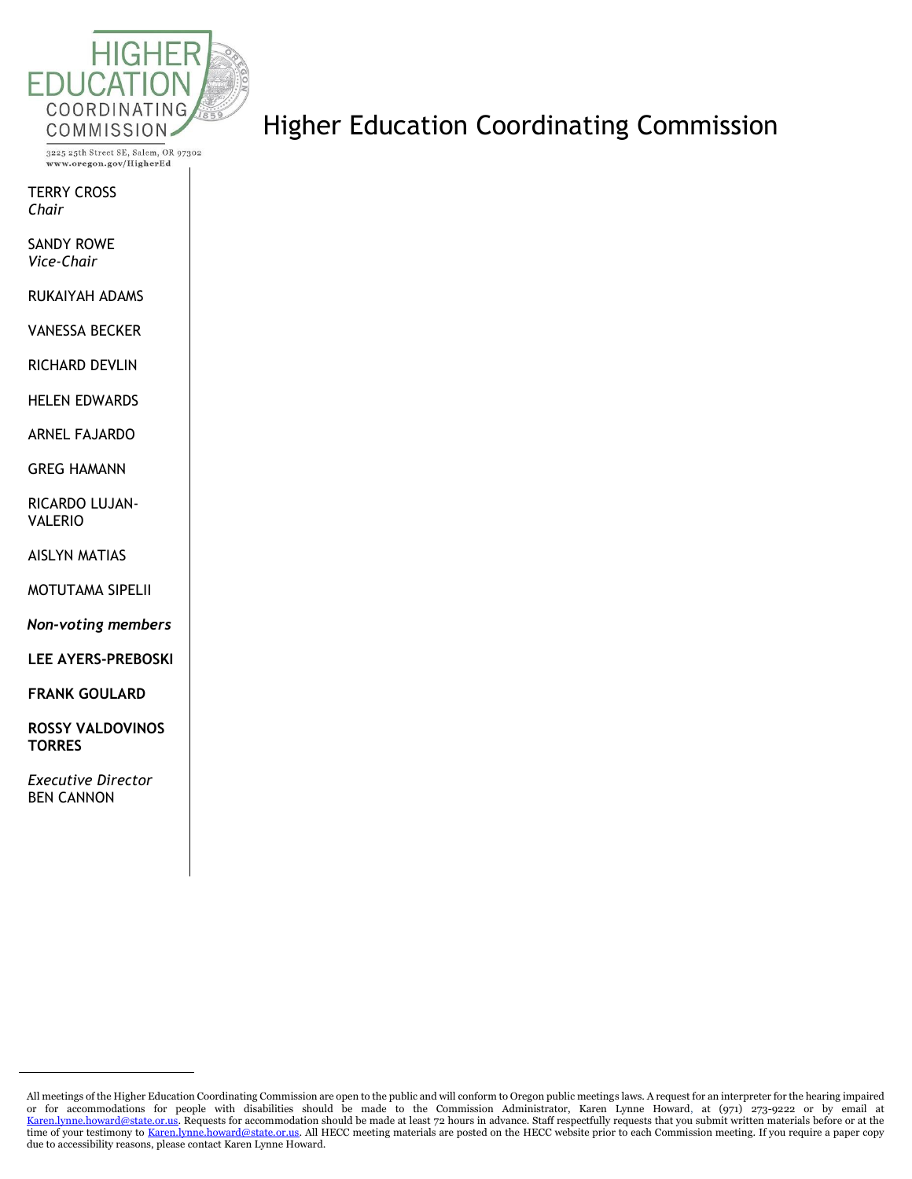HIGHER EDUCATION COORDINATING COMMISSION

3225 25th Street SE, Salem, OR 97302
www.oregon.gov/HigherEd

# Higher Education Coordinating Commission

TERRY CROSS
*Chair*

SANDY ROWE
*Vice-Chair*

RUKAIYAH ADAMS

VANESSA BECKER

RICHARD DEVLIN

HELEN EDWARDS

ARNEL FAJARDO

GREG HAMANN

RICARDO LUJAN-VALERIO

AISLYN MATIAS

MOTUTAMA SIPELII

***Non-voting members***

**LEE AYERS-PREBOSKI**

**FRANK GOULARD**

**ROSSY VALDOVINOS TORRES**

*Executive Director*
BEN CANNON

All meetings of the Higher Education Coordinating Commission are open to the public and will conform to Oregon public meetings laws. A request for an interpreter for the hearing impaired or for accommodations for people with disabilities should be made to the Commission Administrator, Karen Lynne Howard, at (971) 273-9222 or by email at Karen.lynne.howard@state.or.us. Requests for accommodation should be made at least 72 hours in advance. Staff respectfully requests that you submit written materials before or at the time of your testimony to Karen.lynne.howard@state.or.us. All HECC meeting materials are posted on the HECC website prior to each Commission meeting. If you require a paper copy due to accessibility reasons, please contact Karen Lynne Howard.